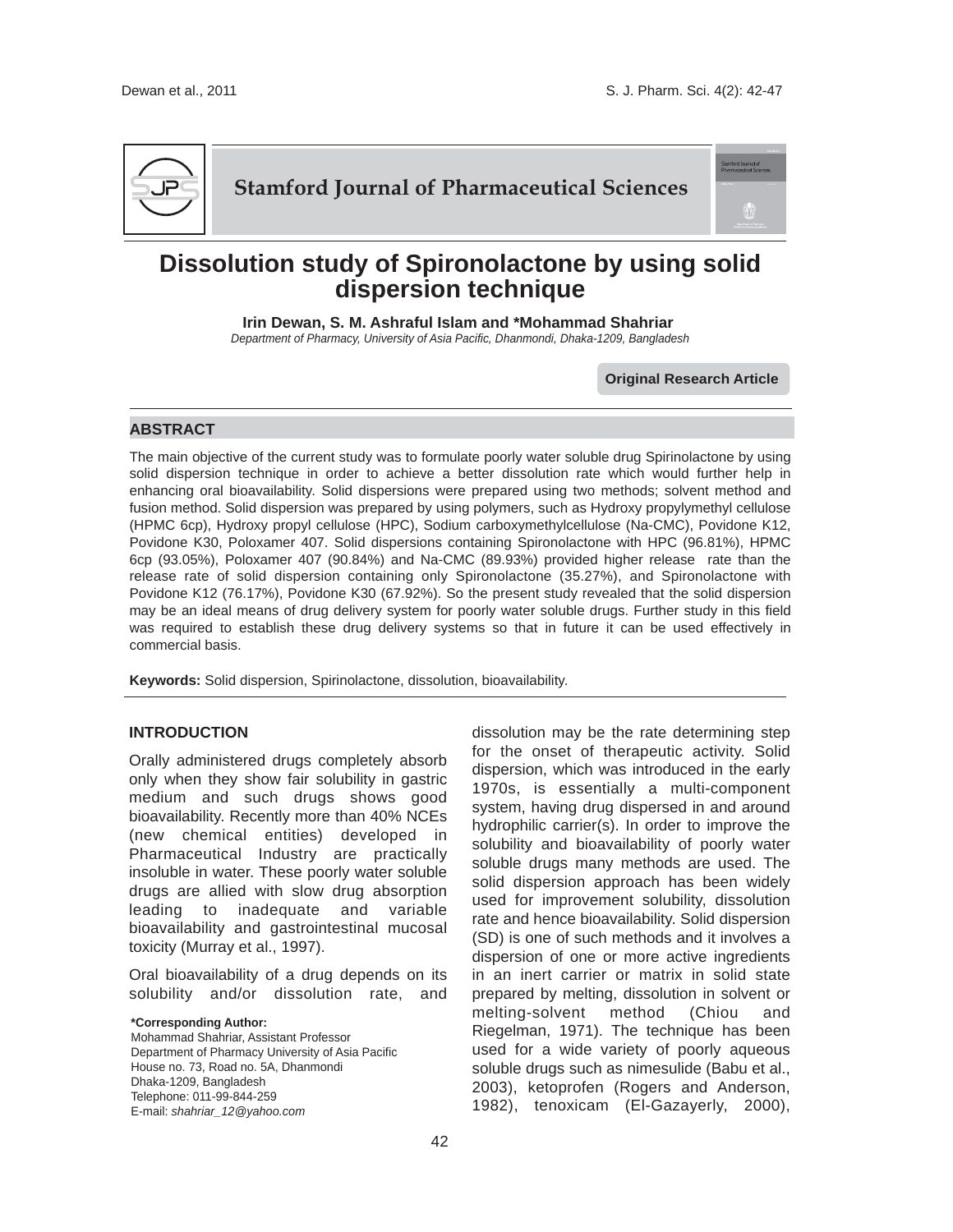**Stamford Journal of Pharmaceutical Sciences**

# Dissolution study of Spironolactone by using solid dispersion technique

**Irin Dewan, S. M. Ashraful Islam and *Mohammad Shahriar**

*Department of Pharmacy, University of Asia Pacific, Dhanmondi, Dhaka-1209, Bangladesh*

**Original Research Article**

## ABSTRACT

The main objective of the current study was to formulate poorly water soluble drug Spirinolactone by using solid dispersion technique in order to achieve a better dissolution rate which would further help in enhancing oral bioavailability. Solid dispersions were prepared using two methods; solvent method and fusion method. Solid dispersion was prepared by using polymers, such as Hydroxy propylymethyl cellulose (HPMC 6cp), Hydroxy propyl cellulose (HPC), Sodium carboxymethylcellulose (Na-CMC), Povidone K12, Povidone K30, Poloxamer 407. Solid dispersions containing Spironolactone with HPC (96.81%), HPMC 6cp (93.05%), Poloxamer 407 (90.84%) and Na-CMC (89.93%) provided higher release rate than the release rate of solid dispersion containing only Spironolactone (35.27%), and Spironolactone with Povidone K12 (76.17%), Povidone K30 (67.92%). So the present study revealed that the solid dispersion may be an ideal means of drug delivery system for poorly water soluble drugs. Further study in this field was required to establish these drug delivery systems so that in future it can be used effectively in commercial basis.

**Keywords:** Solid dispersion, Spirinolactone, dissolution, bioavailability.

## INTRODUCTION

Orally administered drugs completely absorb only when they show fair solubility in gastric medium and such drugs shows good bioavailability. Recently more than 40% NCEs (new chemical entities) developed in Pharmaceutical Industry are practically insoluble in water. These poorly water soluble drugs are allied with slow drug absorption leading to inadequate and variable bioavailability and gastrointestinal mucosal toxicity (Murray et al., 1997).

Oral bioavailability of a drug depends on its solubility and/or dissolution rate, and dissolution may be the rate determining step for the onset of therapeutic activity. Solid dispersion, which was introduced in the early 1970s, is essentially a multi-component system, having drug dispersed in and around hydrophilic carrier(s). In order to improve the solubility and bioavailability of poorly water soluble drugs many methods are used. The solid dispersion approach has been widely used for improvement solubility, dissolution rate and hence bioavailability. Solid dispersion (SD) is one of such methods and it involves a dispersion of one or more active ingredients in an inert carrier or matrix in solid state prepared by melting, dissolution in solvent or melting-solvent method (Chiou and Riegelman, 1971). The technique has been used for a wide variety of poorly aqueous soluble drugs such as nimesulide (Babu et al., 2003), ketoprofen (Rogers and Anderson, 1982), tenoxicam (El-Gazayerly, 2000),

**\*Corresponding Author:**
Mohammad Shahriar, Assistant Professor
Department of Pharmacy University of Asia Pacific
House no. 73, Road no. 5A, Dhanmondi
Dhaka-1209, Bangladesh
Telephone: 011-99-844-259
E-mail: *shahriar_12@yahoo.com*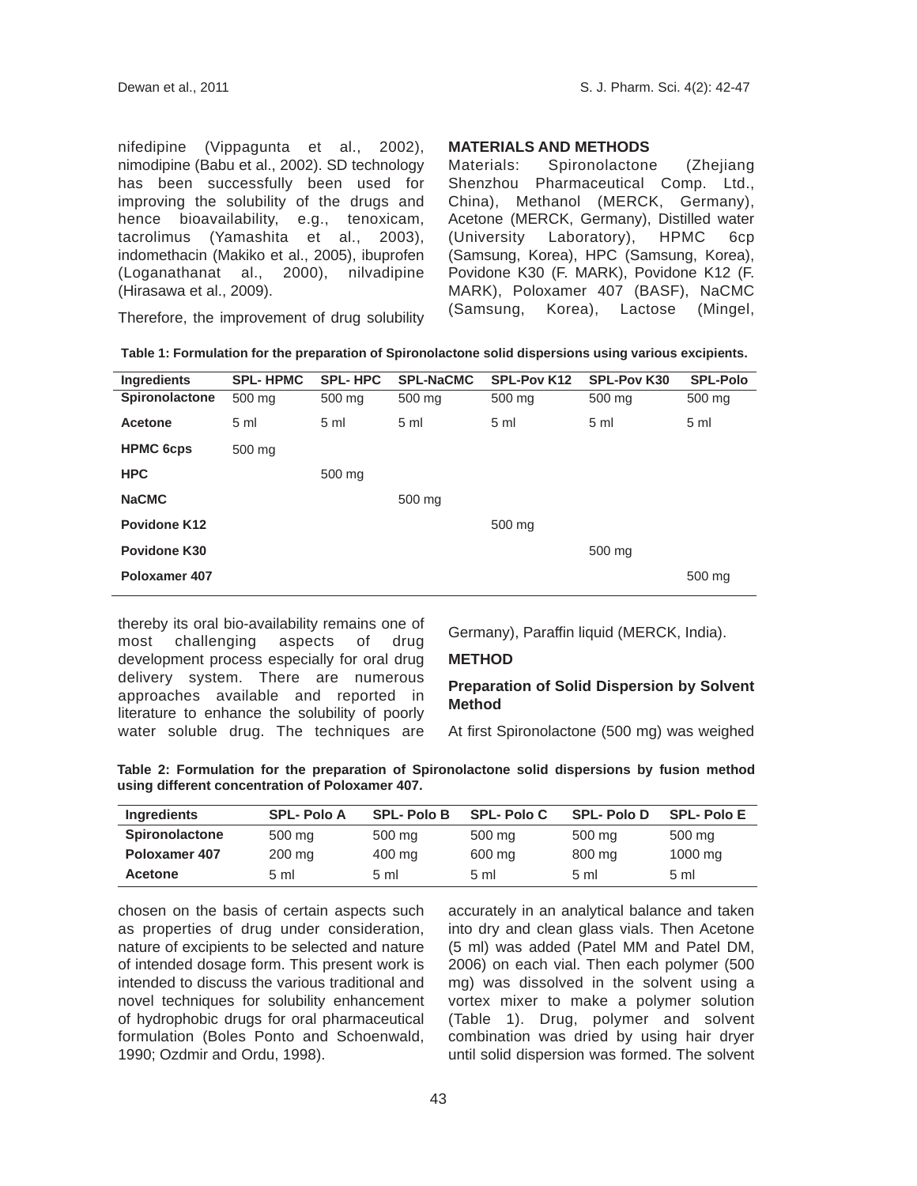nifedipine (Vippagunta et al., 2002), nimodipine (Babu et al., 2002). SD technology has been successfully been used for improving the solubility of the drugs and hence bioavailability, e.g., tenoxicam, tacrolimus (Yamashita et al., 2003), indomethacin (Makiko et al., 2005), ibuprofen (Loganathanat al., 2000), nilvadipine (Hirasawa et al., 2009).

Therefore, the improvement of drug solubility thereby its oral bio-availability remains one of most challenging aspects of drug development process especially for oral drug delivery system. There are numerous approaches available and reported in literature to enhance the solubility of poorly water soluble drug. The techniques are chosen on the basis of certain aspects such as properties of drug under consideration, nature of excipients to be selected and nature of intended dosage form. This present work is intended to discuss the various traditional and novel techniques for solubility enhancement of hydrophobic drugs for oral pharmaceutical formulation (Boles Ponto and Schoenwald, 1990; Ozdmir and Ordu, 1998).

## MATERIALS AND METHODS

Materials: Spironolactone (Zhejiang Shenzhou Pharmaceutical Comp. Ltd., China), Methanol (MERCK, Germany), Acetone (MERCK, Germany), Distilled water (University Laboratory), HPMC 6cp (Samsung, Korea), HPC (Samsung, Korea), Povidone K30 (F. MARK), Povidone K12 (F. MARK), Poloxamer 407 (BASF), NaCMC (Samsung, Korea), Lactose (Mingel, Germany), Paraffin liquid (MERCK, India).

**Table 1: Formulation for the preparation of Spironolactone solid dispersions using various excipients.**

| Ingredients | SPL- HPMC | SPL- HPC | SPL-NaCMC | SPL-Pov K12 | SPL-Pov K30 | SPL-Polo |
|---|---|---|---|---|---|---|
| **Spironolactone** | 500 mg | 500 mg | 500 mg | 500 mg | 500 mg | 500 mg |
| **Acetone** | 5 ml | 5 ml | 5 ml | 5 ml | 5 ml | 5 ml |
| **HPMC 6cps** | 500 mg | | | | | |
| **HPC** | | 500 mg | | | | |
| **NaCMC** | | | 500 mg | | | |
| **Povidone K12** | | | | 500 mg | | |
| **Povidone K30** | | | | | 500 mg | |
| **Poloxamer 407** | | | | | | 500 mg |

## METHOD

### Preparation of Solid Dispersion by Solvent Method

At first Spironolactone (500 mg) was weighed accurately in an analytical balance and taken into dry and clean glass vials. Then Acetone (5 ml) was added (Patel MM and Patel DM, 2006) on each vial. Then each polymer (500 mg) was dissolved in the solvent using a vortex mixer to make a polymer solution (Table 1). Drug, polymer and solvent combination was dried by using hair dryer until solid dispersion was formed. The solvent

**Table 2: Formulation for the preparation of Spironolactone solid dispersions by fusion method using different concentration of Poloxamer 407.**

| Ingredients | SPL- Polo A | SPL- Polo B | SPL- Polo C | SPL- Polo D | SPL- Polo E |
|---|---|---|---|---|---|
| **Spironolactone** | 500 mg | 500 mg | 500 mg | 500 mg | 500 mg |
| **Poloxamer 407** | 200 mg | 400 mg | 600 mg | 800 mg | 1000 mg |
| **Acetone** | 5 ml | 5 ml | 5 ml | 5 ml | 5 ml |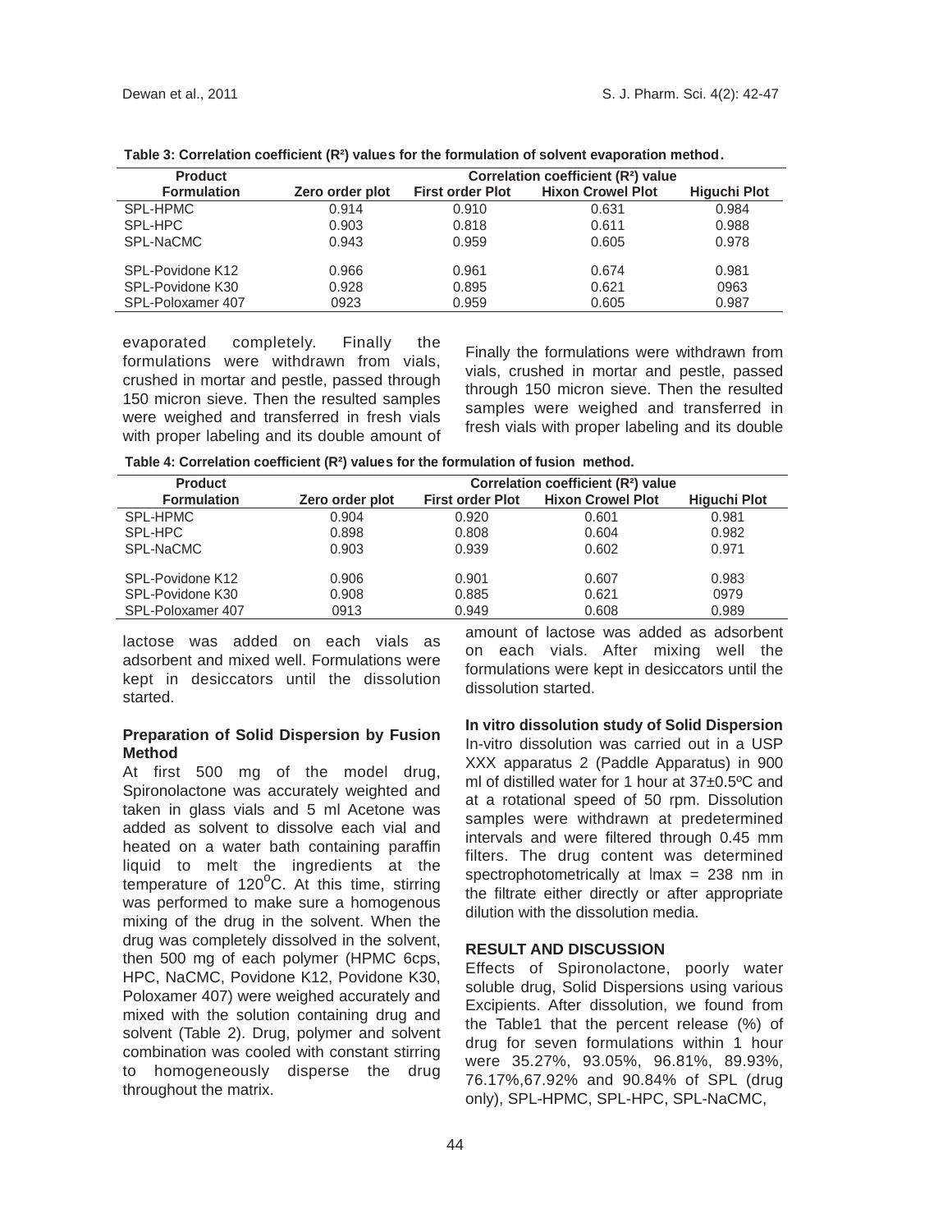**Table 3: Correlation coefficient ($R^2$) values for the formulation of solvent evaporation method.**

| Product Formulation | Correlation coefficient ($R^2$) value | | | |
|---|---|---|---|---|
| | Zero order plot | First order Plot | Hixon Crowel Plot | Higuchi Plot |
| SPL-HPMC | 0.914 | 0.910 | 0.631 | 0.984 |
| SPL-HPC | 0.903 | 0.818 | 0.611 | 0.988 |
| SPL-NaCMC | 0.943 | 0.959 | 0.605 | 0.978 |
| SPL-Povidone K12 | 0.966 | 0.961 | 0.674 | 0.981 |
| SPL-Povidone K30 | 0.928 | 0.895 | 0.621 | 0963 |
| SPL-Poloxamer 407 | 0923 | 0.959 | 0.605 | 0.987 |

evaporated completely. Finally the formulations were withdrawn from vials, crushed in mortar and pestle, passed through 150 micron sieve. Then the resulted samples were weighed and transferred in fresh vials with proper labeling and its double amount of lactose was added on each vials as adsorbent and mixed well. Formulations were kept in desiccators until the dissolution started.

### Preparation of Solid Dispersion by Fusion Method

At first 500 mg of the model drug, Spironolactone was accurately weighted and taken in glass vials and 5 ml Acetone was added as solvent to dissolve each vial and heated on a water bath containing paraffin liquid to melt the ingredients at the temperature of 120$^{o}$C. At this time, stirring was performed to make sure a homogenous mixing of the drug in the solvent. When the drug was completely dissolved in the solvent, then 500 mg of each polymer (HPMC 6cps, HPC, NaCMC, Povidone K12, Povidone K30, Poloxamer 407) were weighed accurately and mixed with the solution containing drug and solvent (Table 2). Drug, polymer and solvent combination was cooled with constant stirring to homogeneously disperse the drug throughout the matrix.

Finally the formulations were withdrawn from vials, crushed in mortar and pestle, passed through 150 micron sieve. Then the resulted samples were weighed and transferred in fresh vials with proper labeling and its double amount of lactose was added as adsorbent on each vials. After mixing well the formulations were kept in desiccators until the dissolution started.

**Table 4: Correlation coefficient ($R^2$) values for the formulation of fusion method.**

| Product Formulation | Correlation coefficient ($R^2$) value | | | |
|---|---|---|---|---|
| | Zero order plot | First order Plot | Hixon Crowel Plot | Higuchi Plot |
| SPL-HPMC | 0.904 | 0.920 | 0.601 | 0.981 |
| SPL-HPC | 0.898 | 0.808 | 0.604 | 0.982 |
| SPL-NaCMC | 0.903 | 0.939 | 0.602 | 0.971 |
| SPL-Povidone K12 | 0.906 | 0.901 | 0.607 | 0.983 |
| SPL-Povidone K30 | 0.908 | 0.885 | 0.621 | 0979 |
| SPL-Poloxamer 407 | 0913 | 0.949 | 0.608 | 0.989 |

### In vitro dissolution study of Solid Dispersion

In-vitro dissolution was carried out in a USP XXX apparatus 2 (Paddle Apparatus) in 900 ml of distilled water for 1 hour at 37±0.5ºC and at a rotational speed of 50 rpm. Dissolution samples were withdrawn at predetermined intervals and were filtered through 0.45 mm filters. The drug content was determined spectrophotometrically at lmax = 238 nm in the filtrate either directly or after appropriate dilution with the dissolution media.

## RESULT AND DISCUSSION

Effects of Spironolactone, poorly water soluble drug, Solid Dispersions using various Excipients. After dissolution, we found from the Table1 that the percent release (%) of drug for seven formulations within 1 hour were 35.27%, 93.05%, 96.81%, 89.93%, 76.17%,67.92% and 90.84% of SPL (drug only), SPL-HPMC, SPL-HPC, SPL-NaCMC,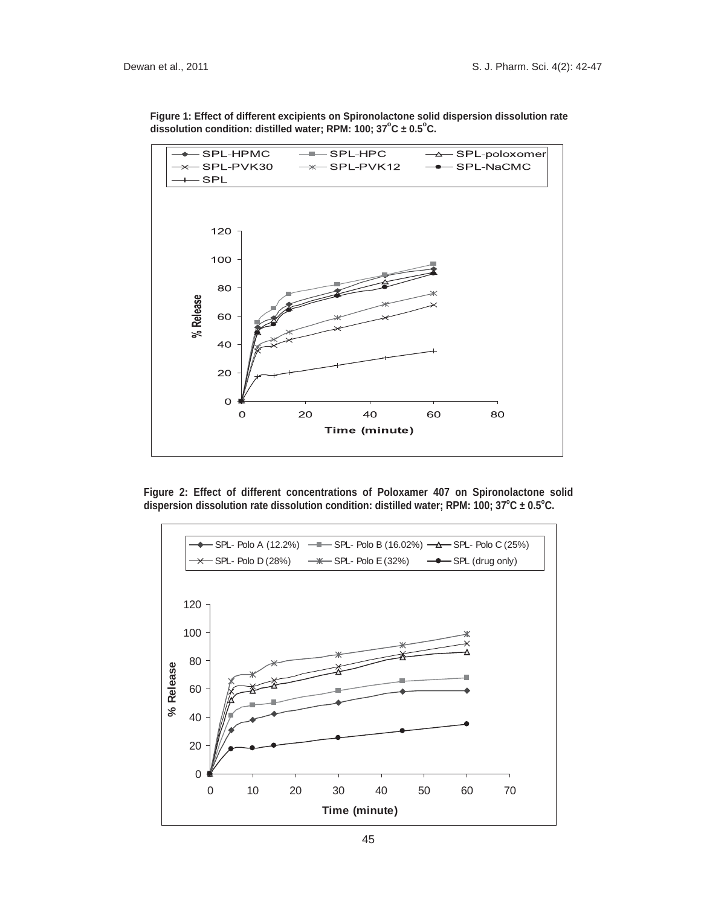**Figure 1: Effect of different excipients on Spironolactone solid dispersion dissolution rate dissolution condition: distilled water; RPM: 100; 37°C ± 0.5°C.**

**Figure 2: Effect of different concentrations of Poloxamer 407 on Spironolactone solid dispersion dissolution rate dissolution condition: distilled water; RPM: 100; 37°C ± 0.5°C.**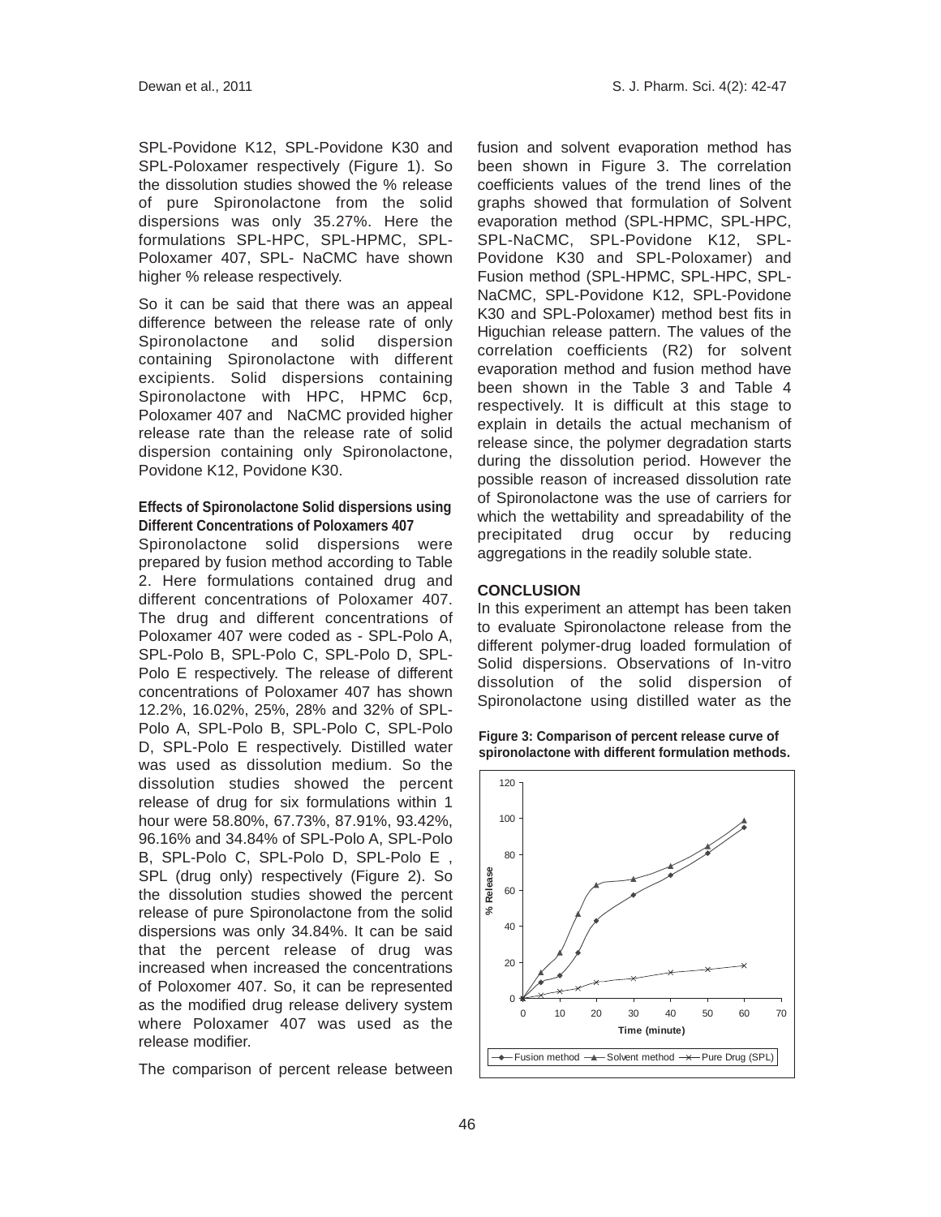SPL-Povidone K12, SPL-Povidone K30 and SPL-Poloxamer respectively (Figure 1). So the dissolution studies showed the % release of pure Spironolactone from the solid dispersions was only 35.27%. Here the formulations SPL-HPC, SPL-HPMC, SPL-Poloxamer 407, SPL- NaCMC have shown higher % release respectively.

So it can be said that there was an appeal difference between the release rate of only Spironolactone and solid dispersion containing Spironolactone with different excipients. Solid dispersions containing Spironolactone with HPC, HPMC 6cp, Poloxamer 407 and NaCMC provided higher release rate than the release rate of solid dispersion containing only Spironolactone, Povidone K12, Povidone K30.

**Effects of Spironolactone Solid dispersions using Different Concentrations of Poloxamers 407**

Spironolactone solid dispersions were prepared by fusion method according to Table 2. Here formulations contained drug and different concentrations of Poloxamer 407. The drug and different concentrations of Poloxamer 407 were coded as - SPL-Polo A, SPL-Polo B, SPL-Polo C, SPL-Polo D, SPL-Polo E respectively. The release of different concentrations of Poloxamer 407 has shown 12.2%, 16.02%, 25%, 28% and 32% of SPL-Polo A, SPL-Polo B, SPL-Polo C, SPL-Polo D, SPL-Polo E respectively. Distilled water was used as dissolution medium. So the dissolution studies showed the percent release of drug for six formulations within 1 hour were 58.80%, 67.73%, 87.91%, 93.42%, 96.16% and 34.84% of SPL-Polo A, SPL-Polo B, SPL-Polo C, SPL-Polo D, SPL-Polo E , SPL (drug only) respectively (Figure 2). So the dissolution studies showed the percent release of pure Spironolactone from the solid dispersions was only 34.84%. It can be said that the percent release of drug was increased when increased the concentrations of Poloxomer 407. So, it can be represented as the modified drug release delivery system where Poloxamer 407 was used as the release modifier.

The comparison of percent release between fusion and solvent evaporation method has been shown in Figure 3. The correlation coefficients values of the trend lines of the graphs showed that formulation of Solvent evaporation method (SPL-HPMC, SPL-HPC, SPL-NaCMC, SPL-Povidone K12, SPL-Povidone K30 and SPL-Poloxamer) and Fusion method (SPL-HPMC, SPL-HPC, SPL-NaCMC, SPL-Povidone K12, SPL-Povidone K30 and SPL-Poloxamer) method best fits in Higuchian release pattern. The values of the correlation coefficients (R2) for solvent evaporation method and fusion method have been shown in the Table 3 and Table 4 respectively. It is difficult at this stage to explain in details the actual mechanism of release since, the polymer degradation starts during the dissolution period. However the possible reason of increased dissolution rate of Spironolactone was the use of carriers for which the wettability and spreadability of the precipitated drug occur by reducing aggregations in the readily soluble state.

## CONCLUSION

In this experiment an attempt has been taken to evaluate Spironolactone release from the different polymer-drug loaded formulation of Solid dispersions. Observations of In-vitro dissolution of the solid dispersion of Spironolactone using distilled water as the

**Figure 3: Comparison of percent release curve of spironolactone with different formulation methods.**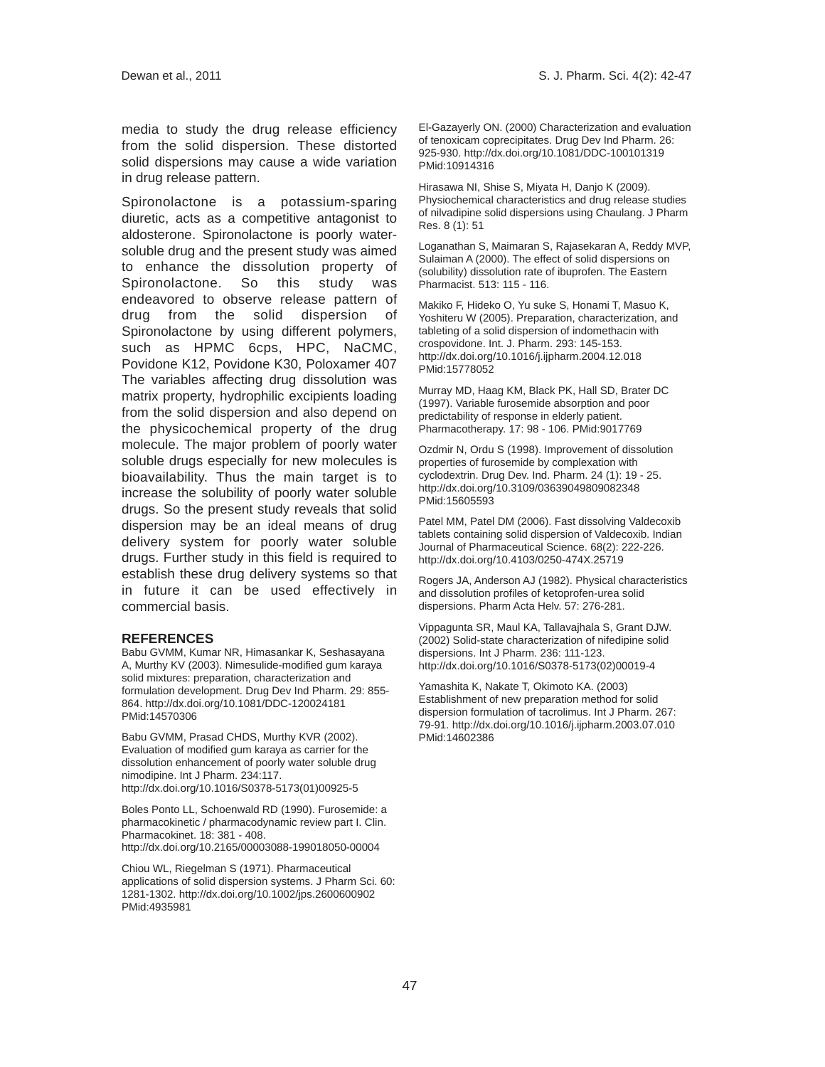media to study the drug release efficiency from the solid dispersion. These distorted solid dispersions may cause a wide variation in drug release pattern.

Spironolactone is a potassium-sparing diuretic, acts as a competitive antagonist to aldosterone. Spironolactone is poorly water-soluble drug and the present study was aimed to enhance the dissolution property of Spironolactone. So this study was endeavored to observe release pattern of drug from the solid dispersion of Spironolactone by using different polymers, such as HPMC 6cps, HPC, NaCMC, Povidone K12, Povidone K30, Poloxamer 407 The variables affecting drug dissolution was matrix property, hydrophilic excipients loading from the solid dispersion and also depend on the physicochemical property of the drug molecule. The major problem of poorly water soluble drugs especially for new molecules is bioavailability. Thus the main target is to increase the solubility of poorly water soluble drugs. So the present study reveals that solid dispersion may be an ideal means of drug delivery system for poorly water soluble drugs. Further study in this field is required to establish these drug delivery systems so that in future it can be used effectively in commercial basis.

## REFERENCES

Babu GVMM, Kumar NR, Himasankar K, Seshasayana A, Murthy KV (2003). Nimesulide-modified gum karaya solid mixtures: preparation, characterization and formulation development. Drug Dev Ind Pharm. 29: 855-864. http://dx.doi.org/10.1081/DDC-120024181 PMid:14570306

Babu GVMM, Prasad CHDS, Murthy KVR (2002). Evaluation of modified gum karaya as carrier for the dissolution enhancement of poorly water soluble drug nimodipine. Int J Pharm. 234:117. http://dx.doi.org/10.1016/S0378-5173(01)00925-5

Boles Ponto LL, Schoenwald RD (1990). Furosemide: a pharmacokinetic / pharmacodynamic review part I. Clin. Pharmacokinet. 18: 381 - 408. http://dx.doi.org/10.2165/00003088-199018050-00004

Chiou WL, Riegelman S (1971). Pharmaceutical applications of solid dispersion systems. J Pharm Sci. 60: 1281-1302. http://dx.doi.org/10.1002/jps.2600600902 PMid:4935981

El-Gazayerly ON. (2000) Characterization and evaluation of tenoxicam coprecipitates. Drug Dev Ind Pharm. 26: 925-930. http://dx.doi.org/10.1081/DDC-100101319 PMid:10914316

Hirasawa NI, Shise S, Miyata H, Danjo K (2009). Physiochemical characteristics and drug release studies of nilvadipine solid dispersions using Chaulang. J Pharm Res. 8 (1): 51

Loganathan S, Maimaran S, Rajasekaran A, Reddy MVP, Sulaiman A (2000). The effect of solid dispersions on (solubility) dissolution rate of ibuprofen. The Eastern Pharmacist. 513: 115 - 116.

Makiko F, Hideko O, Yu suke S, Honami T, Masuo K, Yoshiteru W (2005). Preparation, characterization, and tableting of a solid dispersion of indomethacin with crospovidone. Int. J. Pharm. 293: 145-153. http://dx.doi.org/10.1016/j.ijpharm.2004.12.018 PMid:15778052

Murray MD, Haag KM, Black PK, Hall SD, Brater DC (1997). Variable furosemide absorption and poor predictability of response in elderly patient. Pharmacotherapy. 17: 98 - 106. PMid:9017769

Ozdmir N, Ordu S (1998). Improvement of dissolution properties of furosemide by complexation with cyclodextrin. Drug Dev. Ind. Pharm. 24 (1): 19 - 25. http://dx.doi.org/10.3109/03639049809082348 PMid:15605593

Patel MM, Patel DM (2006). Fast dissolving Valdecoxib tablets containing solid dispersion of Valdecoxib. Indian Journal of Pharmaceutical Science. 68(2): 222-226. http://dx.doi.org/10.4103/0250-474X.25719

Rogers JA, Anderson AJ (1982). Physical characteristics and dissolution profiles of ketoprofen-urea solid dispersions. Pharm Acta Helv. 57: 276-281.

Vippagunta SR, Maul KA, Tallavajhala S, Grant DJW. (2002) Solid-state characterization of nifedipine solid dispersions. Int J Pharm. 236: 111-123. http://dx.doi.org/10.1016/S0378-5173(02)00019-4

Yamashita K, Nakate T, Okimoto KA. (2003) Establishment of new preparation method for solid dispersion formulation of tacrolimus. Int J Pharm. 267: 79-91. http://dx.doi.org/10.1016/j.ijpharm.2003.07.010 PMid:14602386